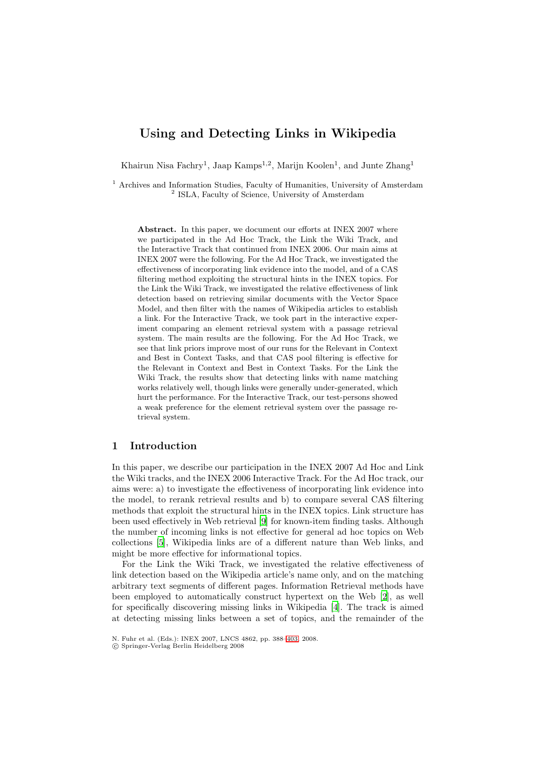# Using and Detecting Links in Wikipedia

Khairun Nisa Fachry[1], Jaap Kamps[1,2], Marijn Koolen[1], and Junte Zhang[1]

[1] Archives and Information Studies, Faculty of Humanities, University of Amsterdam
[2] ISLA, Faculty of Science, University of Amsterdam

**Abstract.** In this paper, we document our efforts at INEX 2007 where we participated in the Ad Hoc Track, the Link the Wiki Track, and the Interactive Track that continued from INEX 2006. Our main aims at INEX 2007 were the following. For the Ad Hoc Track, we investigated the effectiveness of incorporating link evidence into the model, and of a CAS filtering method exploiting the structural hints in the INEX topics. For the Link the Wiki Track, we investigated the relative effectiveness of link detection based on retrieving similar documents with the Vector Space Model, and then filter with the names of Wikipedia articles to establish a link. For the Interactive Track, we took part in the interactive experiment comparing an element retrieval system with a passage retrieval system. The main results are the following. For the Ad Hoc Track, we see that link priors improve most of our runs for the Relevant in Context and Best in Context Tasks, and that CAS pool filtering is effective for the Relevant in Context and Best in Context Tasks. For the Link the Wiki Track, the results show that detecting links with name matching works relatively well, though links were generally under-generated, which hurt the performance. For the Interactive Track, our test-persons showed a weak preference for the element retrieval system over the passage retrieval system.

## 1 Introduction

In this paper, we describe our participation in the INEX 2007 Ad Hoc and Link the Wiki tracks, and the INEX 2006 Interactive Track. For the Ad Hoc track, our aims were: a) to investigate the effectiveness of incorporating link evidence into the model, to rerank retrieval results and b) to compare several CAS filtering methods that exploit the structural hints in the INEX topics. Link structure has been used effectively in Web retrieval [9] for known-item finding tasks. Although the number of incoming links is not effective for general ad hoc topics on Web collections [5], Wikipedia links are of a different nature than Web links, and might be more effective for informational topics.

For the Link the Wiki Track, we investigated the relative effectiveness of link detection based on the Wikipedia article's name only, and on the matching arbitrary text segments of different pages. Information Retrieval methods have been employed to automatically construct hypertext on the Web [2], as well for specifically discovering missing links in Wikipedia [4]. The track is aimed at detecting missing links between a set of topics, and the remainder of the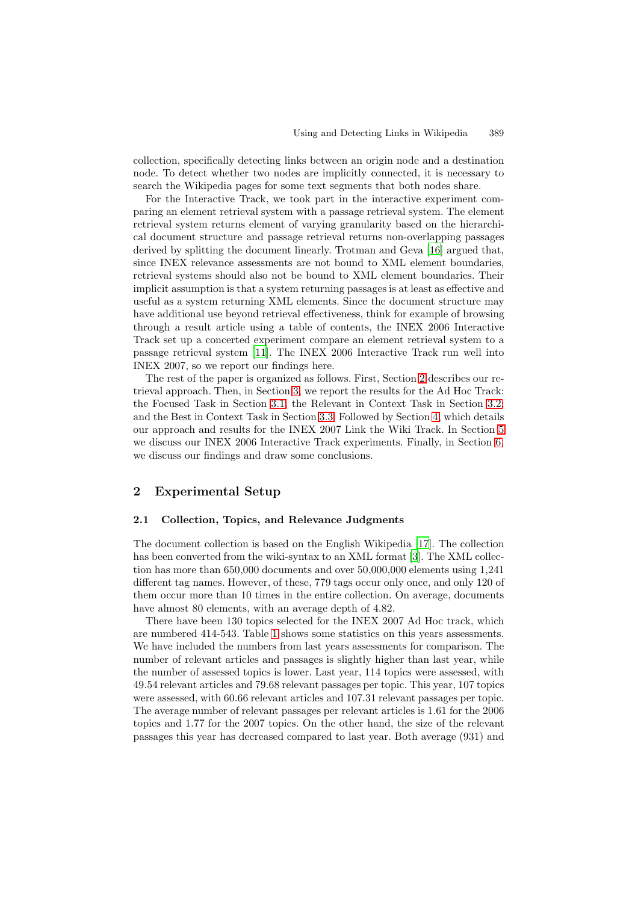collection, specifically detecting links between an origin node and a destination node. To detect whether two nodes are implicitly connected, it is necessary to search the Wikipedia pages for some text segments that both nodes share.

For the Interactive Track, we took part in the interactive experiment comparing an element retrieval system with a passage retrieval system. The element retrieval system returns element of varying granularity based on the hierarchical document structure and passage retrieval returns non-overlapping passages derived by splitting the document linearly. Trotman and Geva [16] argued that, since INEX relevance assessments are not bound to XML element boundaries, retrieval systems should also not be bound to XML element boundaries. Their implicit assumption is that a system returning passages is at least as effective and useful as a system returning XML elements. Since the document structure may have additional use beyond retrieval effectiveness, think for example of browsing through a result article using a table of contents, the INEX 2006 Interactive Track set up a concerted experiment compare an element retrieval system to a passage retrieval system [11]. The INEX 2006 Interactive Track run well into INEX 2007, so we report our findings here.

The rest of the paper is organized as follows. First, Section 2 describes our retrieval approach. Then, in Section 3, we report the results for the Ad Hoc Track: the Focused Task in Section 3.1; the Relevant in Context Task in Section 3.2; and the Best in Context Task in Section 3.3. Followed by Section 4, which details our approach and results for the INEX 2007 Link the Wiki Track. In Section 5 we discuss our INEX 2006 Interactive Track experiments. Finally, in Section 6, we discuss our findings and draw some conclusions.

## 2 Experimental Setup

### 2.1 Collection, Topics, and Relevance Judgments

The document collection is based on the English Wikipedia [17]. The collection has been converted from the wiki-syntax to an XML format [3]. The XML collection has more than 650,000 documents and over 50,000,000 elements using 1,241 different tag names. However, of these, 779 tags occur only once, and only 120 of them occur more than 10 times in the entire collection. On average, documents have almost 80 elements, with an average depth of 4.82.

There have been 130 topics selected for the INEX 2007 Ad Hoc track, which are numbered 414-543. Table 1 shows some statistics on this years assessments. We have included the numbers from last years assessments for comparison. The number of relevant articles and passages is slightly higher than last year, while the number of assessed topics is lower. Last year, 114 topics were assessed, with 49.54 relevant articles and 79.68 relevant passages per topic. This year, 107 topics were assessed, with 60.66 relevant articles and 107.31 relevant passages per topic. The average number of relevant passages per relevant articles is 1.61 for the 2006 topics and 1.77 for the 2007 topics. On the other hand, the size of the relevant passages this year has decreased compared to last year. Both average (931) and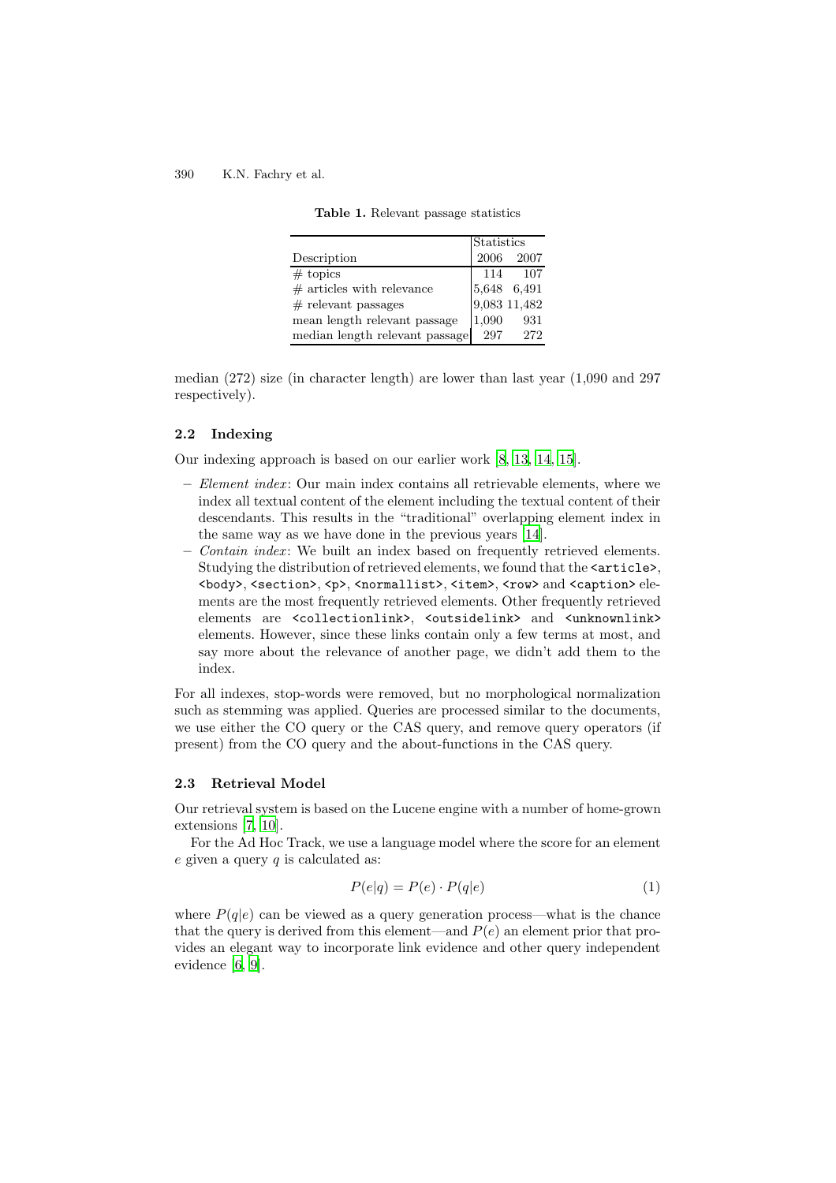**Table 1.** Relevant passage statistics

| Description | Statistics 2006 | 2007 |
|---|---|---|
| # topics | 114 | 107 |
| # articles with relevance | 5,648 | 6,491 |
| # relevant passages | 9,083 | 11,482 |
| mean length relevant passage | 1,090 | 931 |
| median length relevant passage | 297 | 272 |

median (272) size (in character length) are lower than last year (1,090 and 297 respectively).

### 2.2 Indexing

Our indexing approach is based on our earlier work [8, 13, 14, 15].

- *Element index*: Our main index contains all retrievable elements, where we index all textual content of the element including the textual content of their descendants. This results in the "traditional" overlapping element index in the same way as we have done in the previous years [14].
- *Contain index*: We built an index based on frequently retrieved elements. Studying the distribution of retrieved elements, we found that the `<article>`, `<body>`, `<section>`, `<p>`, `<normallist>`, `<item>`, `<row>` and `<caption>` elements are the most frequently retrieved elements. Other frequently retrieved elements are `<collectionlink>`, `<outsidelink>` and `<unknownlink>` elements. However, since these links contain only a few terms at most, and say more about the relevance of another page, we didn't add them to the index.

For all indexes, stop-words were removed, but no morphological normalization such as stemming was applied. Queries are processed similar to the documents, we use either the CO query or the CAS query, and remove query operators (if present) from the CO query and the about-functions in the CAS query.

### 2.3 Retrieval Model

Our retrieval system is based on the Lucene engine with a number of home-grown extensions [7, 10].

For the Ad Hoc Track, we use a language model where the score for an element $e$ given a query $q$ is calculated as:

$$P(e|q) = P(e) \cdot P(q|e) \tag{1}$$

where $P(q|e)$ can be viewed as a query generation process—what is the chance that the query is derived from this element—and $P(e)$ an element prior that provides an elegant way to incorporate link evidence and other query independent evidence [6, 9].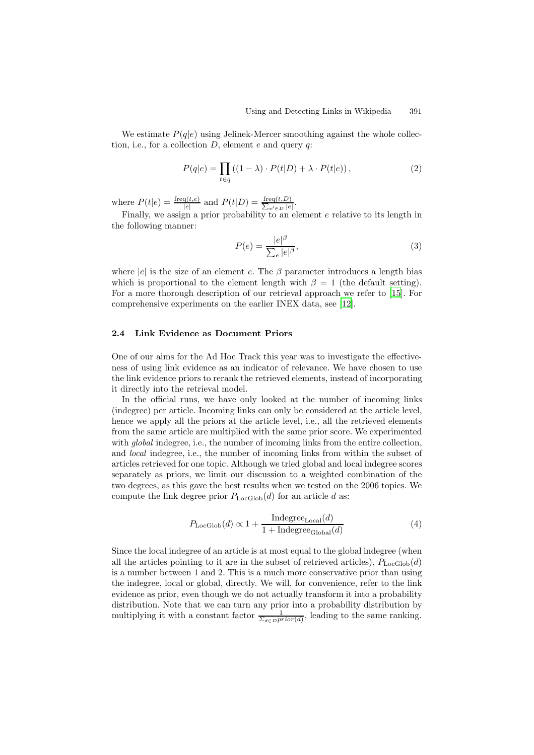We estimate $P(q|e)$ using Jelinek-Mercer smoothing against the whole collection, i.e., for a collection $D$, element $e$ and query $q$:

$$P(q|e) = \prod_{t \in q} \left( (1 - \lambda) \cdot P(t|D) + \lambda \cdot P(t|e) \right), \tag{2}$$

where $P(t|e) = \frac{\text{freq}(t,e)}{|e|}$ and $P(t|D) = \frac{\text{freq}(t,D)}{\sum_{e' \in D} |e|}$.

Finally, we assign a prior probability to an element $e$ relative to its length in the following manner:

$$P(e) = \frac{|e|^{\beta}}{\sum_{e} |e|^{\beta}}, \tag{3}$$

where $|e|$ is the size of an element $e$. The $\beta$ parameter introduces a length bias which is proportional to the element length with $\beta = 1$ (the default setting). For a more thorough description of our retrieval approach we refer to [15]. For comprehensive experiments on the earlier INEX data, see [12].

### 2.4 Link Evidence as Document Priors

One of our aims for the Ad Hoc Track this year was to investigate the effectiveness of using link evidence as an indicator of relevance. We have chosen to use the link evidence priors to rerank the retrieved elements, instead of incorporating it directly into the retrieval model.

In the official runs, we have only looked at the number of incoming links (indegree) per article. Incoming links can only be considered at the article level, hence we apply all the priors at the article level, i.e., all the retrieved elements from the same article are multiplied with the same prior score. We experimented with *global* indegree, i.e., the number of incoming links from the entire collection, and *local* indegree, i.e., the number of incoming links from within the subset of articles retrieved for one topic. Although we tried global and local indegree scores separately as priors, we limit our discussion to a weighted combination of the two degrees, as this gave the best results when we tested on the 2006 topics. We compute the link degree prior $P_{\text{LocGlob}}(d)$ for an article $d$ as:

$$P_{\text{LocGlob}}(d) \propto 1 + \frac{\text{Indegree}_{\text{Local}}(d)}{1 + \text{Indegree}_{\text{Global}}(d)} \tag{4}$$

Since the local indegree of an article is at most equal to the global indegree (when all the articles pointing to it are in the subset of retrieved articles), $P_{\text{LocGlob}}(d)$ is a number between 1 and 2. This is a much more conservative prior than using the indegree, local or global, directly. We will, for convenience, refer to the link evidence as prior, even though we do not actually transform it into a probability distribution. Note that we can turn any prior into a probability distribution by multiplying it with a constant factor $\frac{1}{\Sigma_{d \in D} prior(d)}$, leading to the same ranking.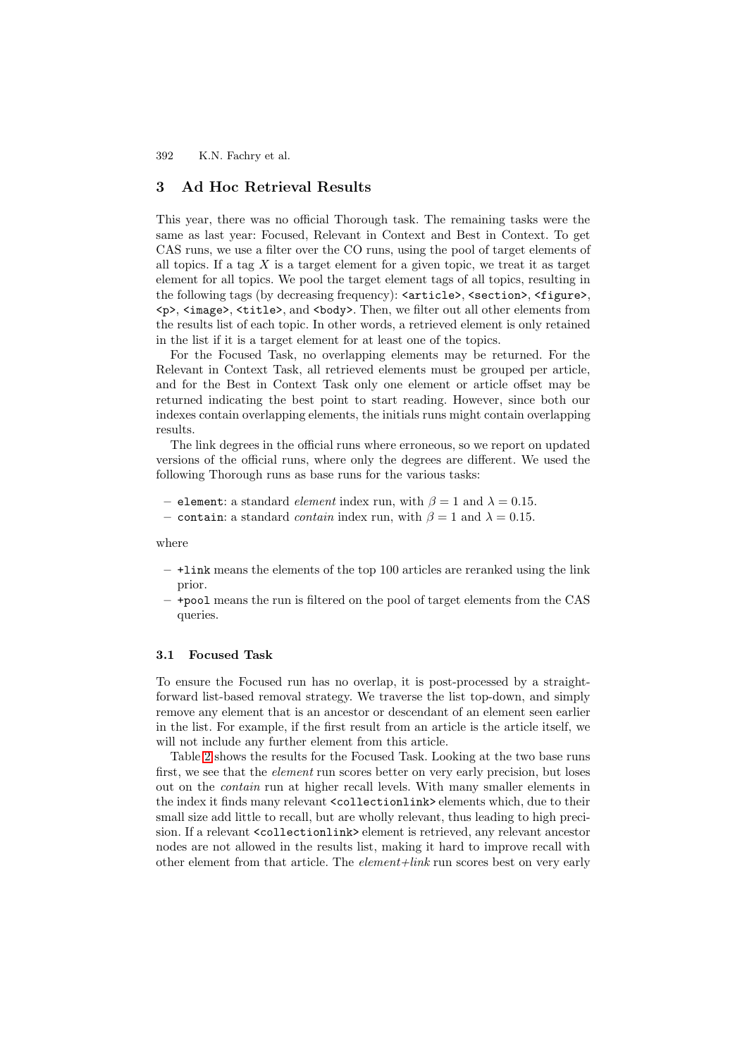## 3 Ad Hoc Retrieval Results

This year, there was no official Thorough task. The remaining tasks were the same as last year: Focused, Relevant in Context and Best in Context. To get CAS runs, we use a filter over the CO runs, using the pool of target elements of all topics. If a tag $X$ is a target element for a given topic, we treat it as target element for all topics. We pool the target element tags of all topics, resulting in the following tags (by decreasing frequency): `<article>`, `<section>`, `<figure>`, `<p>`, `<image>`, `<title>`, and `<body>`. Then, we filter out all other elements from the results list of each topic. In other words, a retrieved element is only retained in the list if it is a target element for at least one of the topics.

For the Focused Task, no overlapping elements may be returned. For the Relevant in Context Task, all retrieved elements must be grouped per article, and for the Best in Context Task only one element or article offset may be returned indicating the best point to start reading. However, since both our indexes contain overlapping elements, the initials runs might contain overlapping results.

The link degrees in the official runs where erroneous, so we report on updated versions of the official runs, where only the degrees are different. We used the following Thorough runs as base runs for the various tasks:

– `element`: a standard *element* index run, with $\beta = 1$ and $\lambda = 0.15$.
– `contain`: a standard *contain* index run, with $\beta = 1$ and $\lambda = 0.15$.

where

– `+link` means the elements of the top 100 articles are reranked using the link prior.
– `+pool` means the run is filtered on the pool of target elements from the CAS queries.

### 3.1 Focused Task

To ensure the Focused run has no overlap, it is post-processed by a straightforward list-based removal strategy. We traverse the list top-down, and simply remove any element that is an ancestor or descendant of an element seen earlier in the list. For example, if the first result from an article is the article itself, we will not include any further element from this article.

Table 2 shows the results for the Focused Task. Looking at the two base runs first, we see that the *element* run scores better on very early precision, but loses out on the *contain* run at higher recall levels. With many smaller elements in the index it finds many relevant `<collectionlink>` elements which, due to their small size add little to recall, but are wholly relevant, thus leading to high precision. If a relevant `<collectionlink>` element is retrieved, any relevant ancestor nodes are not allowed in the results list, making it hard to improve recall with other element from that article. The *element+link* run scores best on very early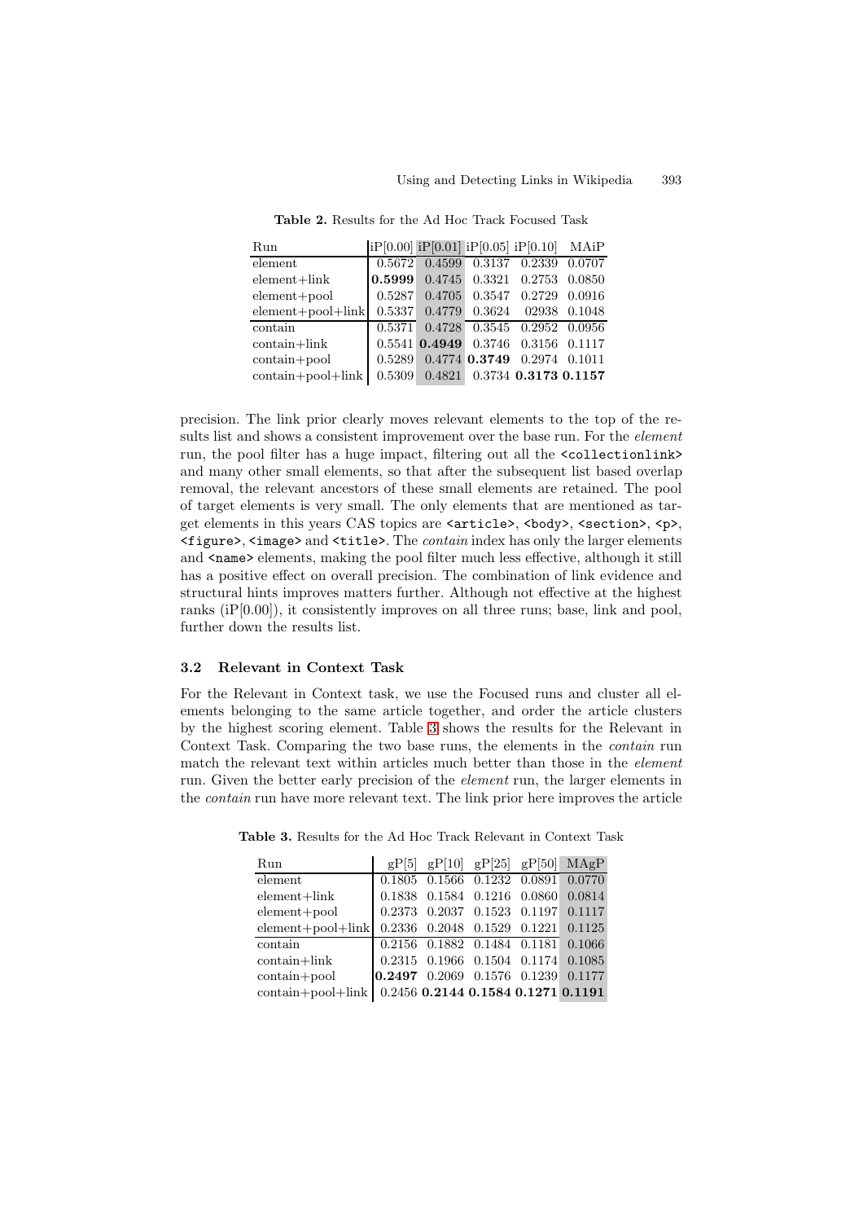**Table 2.** Results for the Ad Hoc Track Focused Task

| Run | iP[0.00] | iP[0.01] | iP[0.05] | iP[0.10] | MAiP |
|---|---|---|---|---|---|
| element | 0.5672 | 0.4599 | 0.3137 | 0.2339 | 0.0707 |
| element+link | **0.5999** | 0.4745 | 0.3321 | 0.2753 | 0.0850 |
| element+pool | 0.5287 | 0.4705 | 0.3547 | 0.2729 | 0.0916 |
| element+pool+link | 0.5337 | 0.4779 | 0.3624 | 02938 | 0.1048 |
| contain | 0.5371 | 0.4728 | 0.3545 | 0.2952 | 0.0956 |
| contain+link | 0.5541 | **0.4949** | 0.3746 | 0.3156 | 0.1117 |
| contain+pool | 0.5289 | 0.4774 | **0.3749** | 0.2974 | 0.1011 |
| contain+pool+link | 0.5309 | 0.4821 | 0.3734 | **0.3173** | **0.1157** |

precision. The link prior clearly moves relevant elements to the top of the results list and shows a consistent improvement over the base run. For the *element* run, the pool filter has a huge impact, filtering out all the `<collectionlink>` and many other small elements, so that after the subsequent list based overlap removal, the relevant ancestors of these small elements are retained. The pool of target elements is very small. The only elements that are mentioned as target elements in this years CAS topics are `<article>`, `<body>`, `<section>`, `<p>`, `<figure>`, `<image>` and `<title>`. The *contain* index has only the larger elements and `<name>` elements, making the pool filter much less effective, although it still has a positive effect on overall precision. The combination of link evidence and structural hints improves matters further. Although not effective at the highest ranks (iP[0.00]), it consistently improves on all three runs; base, link and pool, further down the results list.

### 3.2 Relevant in Context Task

For the Relevant in Context task, we use the Focused runs and cluster all elements belonging to the same article together, and order the article clusters by the highest scoring element. Table 3 shows the results for the Relevant in Context Task. Comparing the two base runs, the elements in the *contain* run match the relevant text within articles much better than those in the *element* run. Given the better early precision of the *element* run, the larger elements in the *contain* run have more relevant text. The link prior here improves the article

**Table 3.** Results for the Ad Hoc Track Relevant in Context Task

| Run | gP[5] | gP[10] | gP[25] | gP[50] | MAgP |
|---|---|---|---|---|---|
| element | 0.1805 | 0.1566 | 0.1232 | 0.0891 | 0.0770 |
| element+link | 0.1838 | 0.1584 | 0.1216 | 0.0860 | 0.0814 |
| element+pool | 0.2373 | 0.2037 | 0.1523 | 0.1197 | 0.1117 |
| element+pool+link | 0.2336 | 0.2048 | 0.1529 | 0.1221 | 0.1125 |
| contain | 0.2156 | 0.1882 | 0.1484 | 0.1181 | 0.1066 |
| contain+link | 0.2315 | 0.1966 | 0.1504 | 0.1174 | 0.1085 |
| contain+pool | **0.2497** | 0.2069 | 0.1576 | 0.1239 | 0.1177 |
| contain+pool+link | 0.2456 | **0.2144** | **0.1584** | **0.1271** | **0.1191** |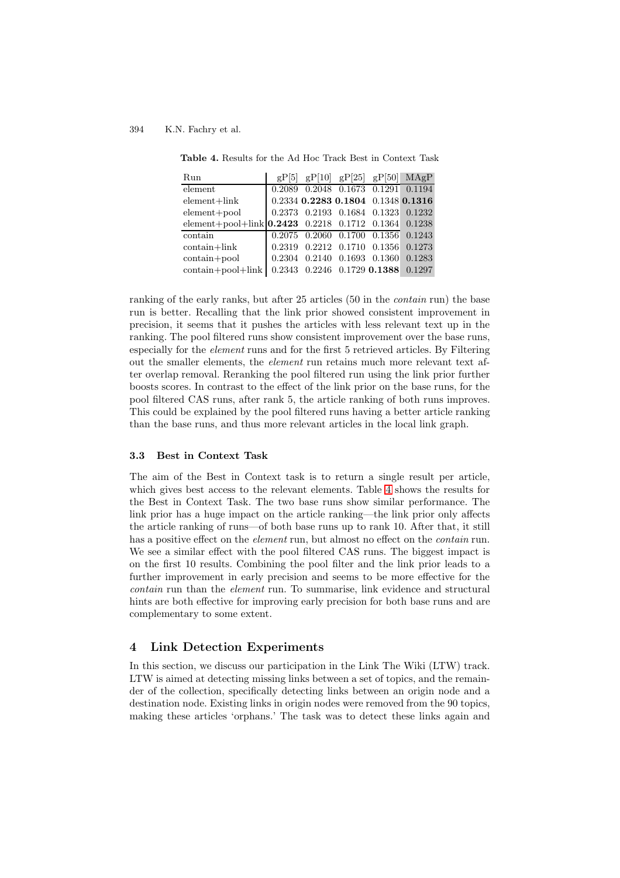**Table 4.** Results for the Ad Hoc Track Best in Context Task

| Run | gP[5] | gP[10] | gP[25] | gP[50] | MAgP |
|---|---|---|---|---|---|
| element | 0.2089 | 0.2048 | 0.1673 | 0.1291 | 0.1194 |
| element+link | 0.2334 | **0.2283** | **0.1804** | 0.1348 | **0.1316** |
| element+pool | 0.2373 | 0.2193 | 0.1684 | 0.1323 | 0.1232 |
| element+pool+link | **0.2423** | 0.2218 | 0.1712 | 0.1364 | 0.1238 |
| contain | 0.2075 | 0.2060 | 0.1700 | 0.1356 | 0.1243 |
| contain+link | 0.2319 | 0.2212 | 0.1710 | 0.1356 | 0.1273 |
| contain+pool | 0.2304 | 0.2140 | 0.1693 | 0.1360 | 0.1283 |
| contain+pool+link | 0.2343 | 0.2246 | 0.1729 | **0.1388** | 0.1297 |

ranking of the early ranks, but after 25 articles (50 in the *contain* run) the base run is better. Recalling that the link prior showed consistent improvement in precision, it seems that it pushes the articles with less relevant text up in the ranking. The pool filtered runs show consistent improvement over the base runs, especially for the *element* runs and for the first 5 retrieved articles. By Filtering out the smaller elements, the *element* run retains much more relevant text after overlap removal. Reranking the pool filtered run using the link prior further boosts scores. In contrast to the effect of the link prior on the base runs, for the pool filtered CAS runs, after rank 5, the article ranking of both runs improves. This could be explained by the pool filtered runs having a better article ranking than the base runs, and thus more relevant articles in the local link graph.

### 3.3 Best in Context Task

The aim of the Best in Context task is to return a single result per article, which gives best access to the relevant elements. Table 4 shows the results for the Best in Context Task. The two base runs show similar performance. The link prior has a huge impact on the article ranking—the link prior only affects the article ranking of runs—of both base runs up to rank 10. After that, it still has a positive effect on the *element* run, but almost no effect on the *contain* run. We see a similar effect with the pool filtered CAS runs. The biggest impact is on the first 10 results. Combining the pool filter and the link prior leads to a further improvement in early precision and seems to be more effective for the *contain* run than the *element* run. To summarise, link evidence and structural hints are both effective for improving early precision for both base runs and are complementary to some extent.

## 4 Link Detection Experiments

In this section, we discuss our participation in the Link The Wiki (LTW) track. LTW is aimed at detecting missing links between a set of topics, and the remainder of the collection, specifically detecting links between an origin node and a destination node. Existing links in origin nodes were removed from the 90 topics, making these articles 'orphans.' The task was to detect these links again and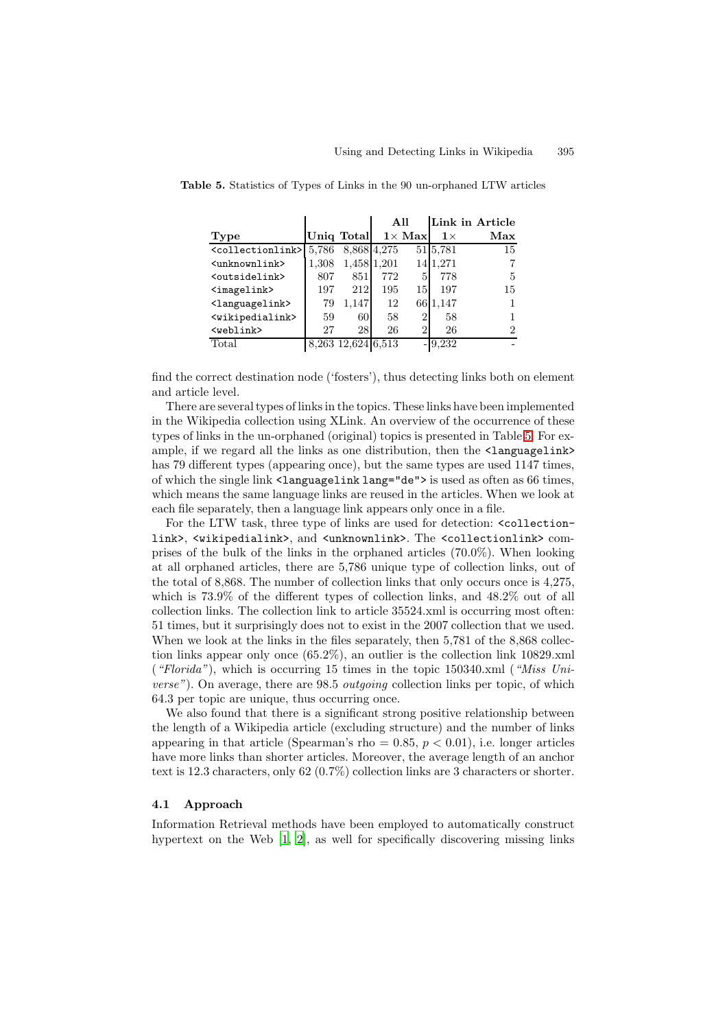**Table 5.** Statistics of Types of Links in the 90 un-orphaned LTW articles

| Type | Uniq | Total | All | | Link in Article | |
|---|---|---|---|---|---|---|
| | | | 1× | Max | 1× | Max |
| <collectionlink> | 5,786 | 8,868 | 4,275 | 51 | 5,781 | 15 |
| <unknownlink> | 1,308 | 1,458 | 1,201 | 14 | 1,271 | 7 |
| <outsidelink> | 807 | 851 | 772 | 5 | 778 | 5 |
| <imagelink> | 197 | 212 | 195 | 15 | 197 | 15 |
| <languagelink> | 79 | 1,147 | 12 | 66 | 1,147 | 1 |
| <wikipedialink> | 59 | 60 | 58 | 2 | 58 | 1 |
| <weblink> | 27 | 28 | 26 | 2 | 26 | 2 |
| Total | 8,263 | 12,624 | 6,513 | - | 9,232 | - |

find the correct destination node ('fosters'), thus detecting links both on element and article level.

There are several types of links in the topics. These links have been implemented in the Wikipedia collection using XLink. An overview of the occurrence of these types of links in the un-orphaned (original) topics is presented in Table 5. For example, if we regard all the links as one distribution, then the `<languagelink>` has 79 different types (appearing once), but the same types are used 1147 times, of which the single link `<languagelink lang="de">` is used as often as 66 times, which means the same language links are reused in the articles. When we look at each file separately, then a language link appears only once in a file.

For the LTW task, three type of links are used for detection: `<collectionlink>`, `<wikipedialink>`, and `<unknownlink>`. The `<collectionlink>` comprises of the bulk of the links in the orphaned articles (70.0%). When looking at all orphaned articles, there are 5,786 unique type of collection links, out of the total of 8,868. The number of collection links that only occurs once is 4,275, which is 73.9% of the different types of collection links, and 48.2% out of all collection links. The collection link to article 35524.xml is occurring most often: 51 times, but it surprisingly does not to exist in the 2007 collection that we used. When we look at the links in the files separately, then 5,781 of the 8,868 collection links appear only once (65.2%), an outlier is the collection link 10829.xml (*"Florida"*), which is occurring 15 times in the topic 150340.xml (*"Miss Universe"*). On average, there are 98.5 *outgoing* collection links per topic, of which 64.3 per topic are unique, thus occurring once.

We also found that there is a significant strong positive relationship between the length of a Wikipedia article (excluding structure) and the number of links appearing in that article (Spearman's rho = 0.85, $p < 0.01$), i.e. longer articles have more links than shorter articles. Moreover, the average length of an anchor text is 12.3 characters, only 62 (0.7%) collection links are 3 characters or shorter.

### 4.1 Approach

Information Retrieval methods have been employed to automatically construct hypertext on the Web [1, 2], as well for specifically discovering missing links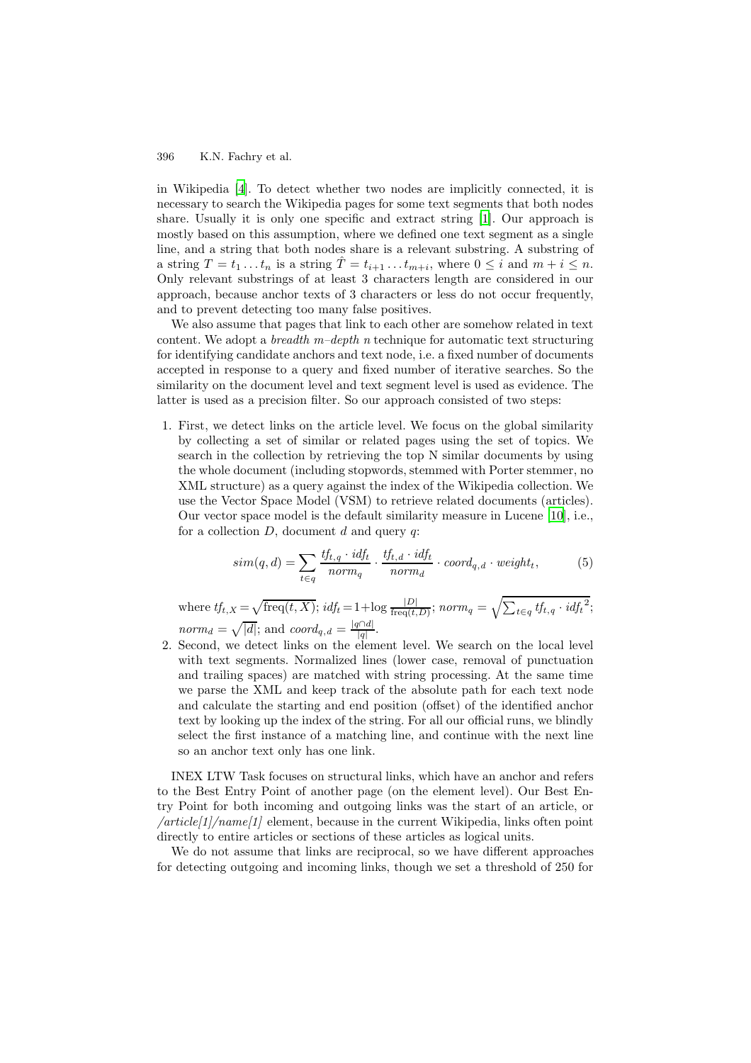in Wikipedia [4]. To detect whether two nodes are implicitly connected, it is necessary to search the Wikipedia pages for some text segments that both nodes share. Usually it is only one specific and extract string [1]. Our approach is mostly based on this assumption, where we defined one text segment as a single line, and a string that both nodes share is a relevant substring. A substring of a string $T = t_1 \ldots t_n$ is a string $\hat{T} = t_{i+1} \ldots t_{m+i}$, where $0 \leq i$ and $m + i \leq n$. Only relevant substrings of at least 3 characters length are considered in our approach, because anchor texts of 3 characters or less do not occur frequently, and to prevent detecting too many false positives.

We also assume that pages that link to each other are somehow related in text content. We adopt a *breadth m–depth n* technique for automatic text structuring for identifying candidate anchors and text node, i.e. a fixed number of documents accepted in response to a query and fixed number of iterative searches. So the similarity on the document level and text segment level is used as evidence. The latter is used as a precision filter. So our approach consisted of two steps:

1. First, we detect links on the article level. We focus on the global similarity by collecting a set of similar or related pages using the set of topics. We search in the collection by retrieving the top N similar documents by using the whole document (including stopwords, stemmed with Porter stemmer, no XML structure) as a query against the index of the Wikipedia collection. We use the Vector Space Model (VSM) to retrieve related documents (articles). Our vector space model is the default similarity measure in Lucene [10], i.e., for a collection $D$, document $d$ and query $q$:

$$sim(q, d) = \sum_{t \in q} \frac{tf_{t,q} \cdot idf_t}{norm_q} \cdot \frac{tf_{t,d} \cdot idf_t}{norm_d} \cdot coord_{q,d} \cdot weight_t, \tag{5}$$

   where $tf_{t,X} = \sqrt{\text{freq}(t, X)}$; $idf_t = 1 + \log \frac{|D|}{\text{freq}(t,D)}$; $norm_q = \sqrt{\sum_{t \in q} tf_{t,q} \cdot idf_t{}^2}$; $norm_d = \sqrt{|d|}$; and $coord_{q,d} = \frac{|q \cap d|}{|q|}$.

2. Second, we detect links on the element level. We search on the local level with text segments. Normalized lines (lower case, removal of punctuation and trailing spaces) are matched with string processing. At the same time we parse the XML and keep track of the absolute path for each text node and calculate the starting and end position (offset) of the identified anchor text by looking up the index of the string. For all our official runs, we blindly select the first instance of a matching line, and continue with the next line so an anchor text only has one link.

INEX LTW Task focuses on structural links, which have an anchor and refers to the Best Entry Point of another page (on the element level). Our Best Entry Point for both incoming and outgoing links was the start of an article, or */article[1]/name[1]* element, because in the current Wikipedia, links often point directly to entire articles or sections of these articles as logical units.

We do not assume that links are reciprocal, so we have different approaches for detecting outgoing and incoming links, though we set a threshold of 250 for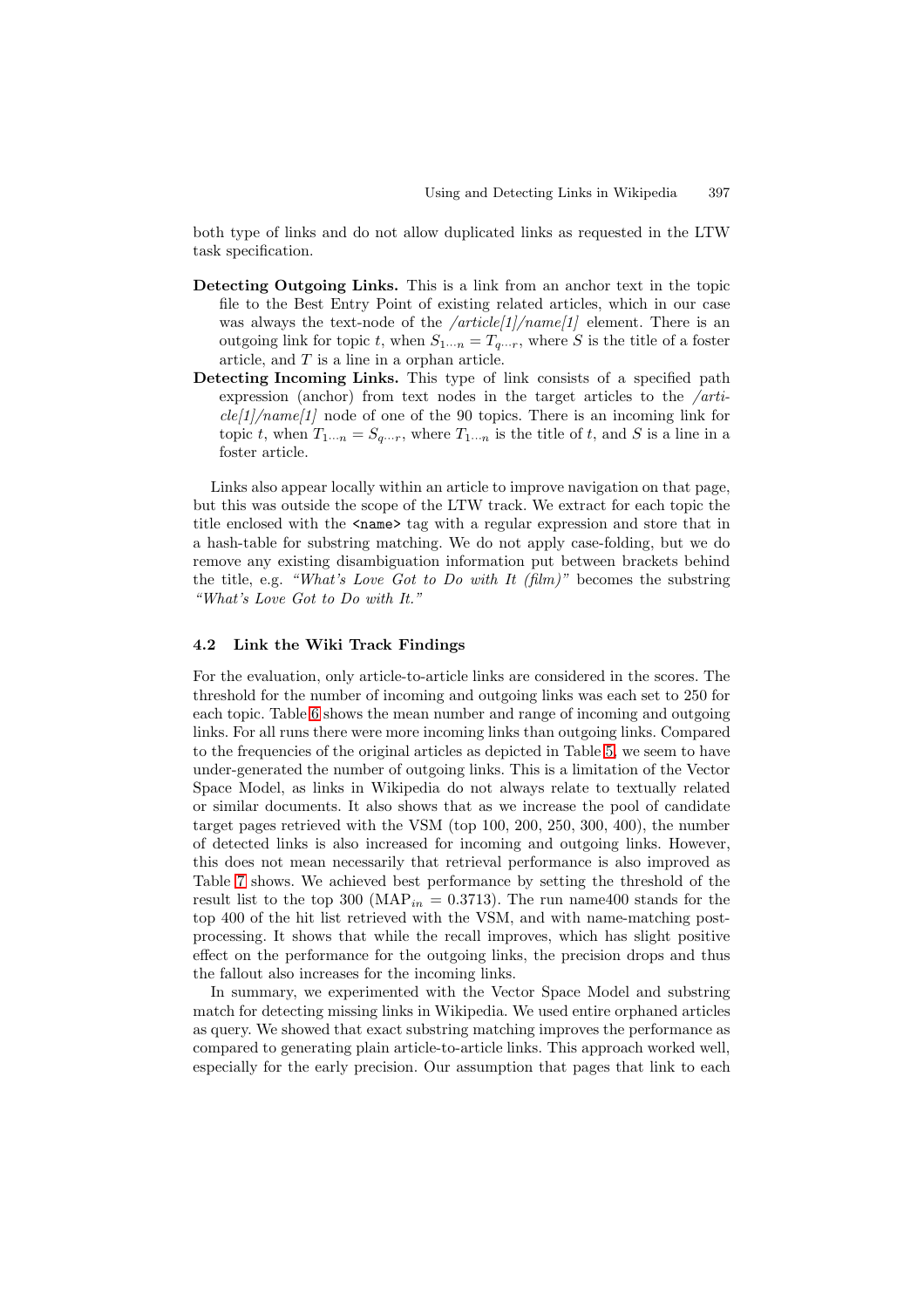both type of links and do not allow duplicated links as requested in the LTW task specification.

**Detecting Outgoing Links.** This is a link from an anchor text in the topic file to the Best Entry Point of existing related articles, which in our case was always the text-node of the */article[1]/name[1]* element. There is an outgoing link for topic $t$, when $S_{1 \cdots n} = T_{q \cdots r}$, where $S$ is the title of a foster article, and $T$ is a line in a orphan article.

**Detecting Incoming Links.** This type of link consists of a specified path expression (anchor) from text nodes in the target articles to the */article[1]/name[1]* node of one of the 90 topics. There is an incoming link for topic $t$, when $T_{1 \cdots n} = S_{q \cdots r}$, where $T_{1 \cdots n}$ is the title of $t$, and $S$ is a line in a foster article.

Links also appear locally within an article to improve navigation on that page, but this was outside the scope of the LTW track. We extract for each topic the title enclosed with the `<name>` tag with a regular expression and store that in a hash-table for substring matching. We do not apply case-folding, but we do remove any existing disambiguation information put between brackets behind the title, e.g. *"What's Love Got to Do with It (film)"* becomes the substring *"What's Love Got to Do with It."*

### 4.2 Link the Wiki Track Findings

For the evaluation, only article-to-article links are considered in the scores. The threshold for the number of incoming and outgoing links was each set to 250 for each topic. Table 6 shows the mean number and range of incoming and outgoing links. For all runs there were more incoming links than outgoing links. Compared to the frequencies of the original articles as depicted in Table 5, we seem to have under-generated the number of outgoing links. This is a limitation of the Vector Space Model, as links in Wikipedia do not always relate to textually related or similar documents. It also shows that as we increase the pool of candidate target pages retrieved with the VSM (top 100, 200, 250, 300, 400), the number of detected links is also increased for incoming and outgoing links. However, this does not mean necessarily that retrieval performance is also improved as Table 7 shows. We achieved best performance by setting the threshold of the result list to the top 300 ($\text{MAP}_{in} = 0.3713$). The run name400 stands for the top 400 of the hit list retrieved with the VSM, and with name-matching post-processing. It shows that while the recall improves, which has slight positive effect on the performance for the outgoing links, the precision drops and thus the fallout also increases for the incoming links.

In summary, we experimented with the Vector Space Model and substring match for detecting missing links in Wikipedia. We used entire orphaned articles as query. We showed that exact substring matching improves the performance as compared to generating plain article-to-article links. This approach worked well, especially for the early precision. Our assumption that pages that link to each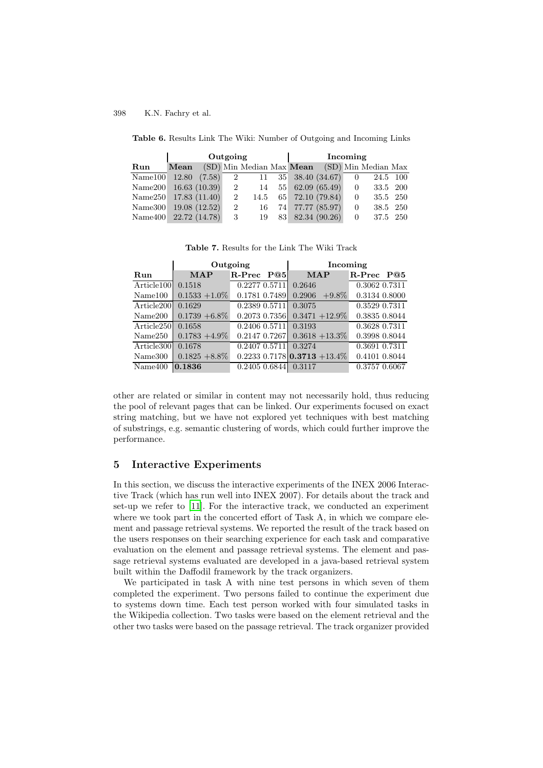**Table 6.** Results Link The Wiki: Number of Outgoing and Incoming Links

| | Outgoing | | | | | Incoming | | | | |
|---|---|---|---|---|---|---|---|---|---|---|
| **Run** | **Mean** | (SD) | Min | Median | Max | **Mean** | (SD) | Min | Median | Max |
| Name100 | 12.80 | (7.58) | 2 | 11 | 35 | 38.40 | (34.67) | 0 | 24.5 | 100 |
| Name200 | 16.63 | (10.39) | 2 | 14 | 55 | 62.09 | (65.49) | 0 | 33.5 | 200 |
| Name250 | 17.83 | (11.40) | 2 | 14.5 | 65 | 72.10 | (79.84) | 0 | 35.5 | 250 |
| Name300 | 19.08 | (12.52) | 2 | 16 | 74 | 77.77 | (85.97) | 0 | 38.5 | 250 |
| Name400 | 22.72 | (14.78) | 3 | 19 | 83 | 82.34 | (90.26) | 0 | 37.5 | 250 |

**Table 7.** Results for the Link The Wiki Track

| | Outgoing | | | | Incoming | | | |
|---|---|---|---|---|---|---|---|---|
| **Run** | **MAP** | | **R-Prec** | **P@5** | **MAP** | | **R-Prec** | **P@5** |
| Article100 | 0.1518 | | 0.2277 | 0.5711 | 0.2646 | | 0.3062 | 0.7311 |
| Name100 | 0.1533 | +1.0% | 0.1781 | 0.7489 | 0.2906 | +9.8% | 0.3134 | 0.8000 |
| Article200 | 0.1629 | | 0.2389 | 0.5711 | 0.3075 | | 0.3529 | 0.7311 |
| Name200 | 0.1739 | +6.8% | 0.2073 | 0.7356 | 0.3471 | +12.9% | 0.3835 | 0.8044 |
| Article250 | 0.1658 | | 0.2406 | 0.5711 | 0.3193 | | 0.3628 | 0.7311 |
| Name250 | 0.1783 | +4.9% | 0.2147 | 0.7267 | 0.3618 | +13.3% | 0.3998 | 0.8044 |
| Article300 | 0.1678 | | 0.2407 | 0.5711 | 0.3274 | | 0.3691 | 0.7311 |
| Name300 | 0.1825 | +8.8% | 0.2233 | 0.7178 | **0.3713** | +13.4% | 0.4101 | 0.8044 |
| Name400 | **0.1836** | | 0.2405 | 0.6844 | 0.3117 | | 0.3757 | 0.6067 |

other are related or similar in content may not necessarily hold, thus reducing the pool of relevant pages that can be linked. Our experiments focused on exact string matching, but we have not explored yet techniques with best matching of substrings, e.g. semantic clustering of words, which could further improve the performance.

## 5 Interactive Experiments

In this section, we discuss the interactive experiments of the INEX 2006 Interactive Track (which has run well into INEX 2007). For details about the track and set-up we refer to [11]. For the interactive track, we conducted an experiment where we took part in the concerted effort of Task A, in which we compare element and passage retrieval systems. We reported the result of the track based on the users responses on their searching experience for each task and comparative evaluation on the element and passage retrieval systems. The element and passage retrieval systems evaluated are developed in a java-based retrieval system built within the Daffodil framework by the track organizers.

We participated in task A with nine test persons in which seven of them completed the experiment. Two persons failed to continue the experiment due to systems down time. Each test person worked with four simulated tasks in the Wikipedia collection. Two tasks were based on the element retrieval and the other two tasks were based on the passage retrieval. The track organizer provided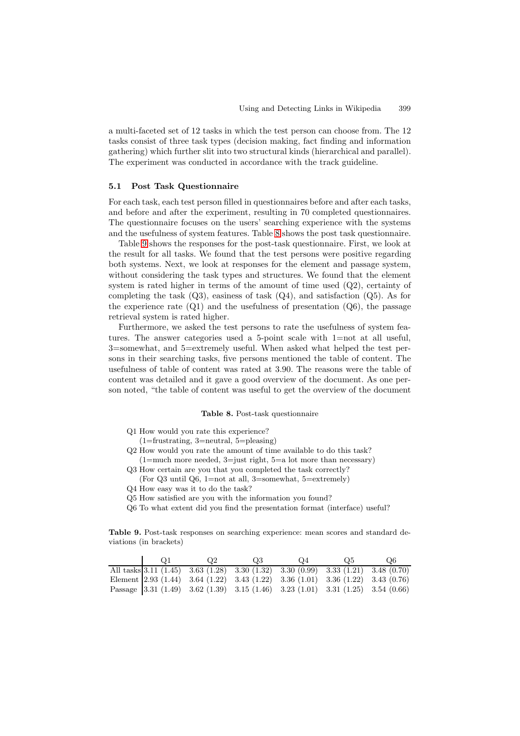a multi-faceted set of 12 tasks in which the test person can choose from. The 12 tasks consist of three task types (decision making, fact finding and information gathering) which further slit into two structural kinds (hierarchical and parallel). The experiment was conducted in accordance with the track guideline.

### 5.1 Post Task Questionnaire

For each task, each test person filled in questionnaires before and after each tasks, and before and after the experiment, resulting in 70 completed questionnaires. The questionnaire focuses on the users' searching experience with the systems and the usefulness of system features. Table 8 shows the post task questionnaire.

Table 9 shows the responses for the post-task questionnaire. First, we look at the result for all tasks. We found that the test persons were positive regarding both systems. Next, we look at responses for the element and passage system, without considering the task types and structures. We found that the element system is rated higher in terms of the amount of time used (Q2), certainty of completing the task (Q3), easiness of task (Q4), and satisfaction (Q5). As for the experience rate (Q1) and the usefulness of presentation (Q6), the passage retrieval system is rated higher.

Furthermore, we asked the test persons to rate the usefulness of system features. The answer categories used a 5-point scale with 1=not at all useful, 3=somewhat, and 5=extremely useful. When asked what helped the test persons in their searching tasks, five persons mentioned the table of content. The usefulness of table of content was rated at 3.90. The reasons were the table of content was detailed and it gave a good overview of the document. As one person noted, "the table of content was useful to get the overview of the document

**Table 8.** Post-task questionnaire

- Q1 How would you rate this experience?
  (1=frustrating, 3=neutral, 5=pleasing)
- Q2 How would you rate the amount of time available to do this task?
  (1=much more needed, 3=just right, 5=a lot more than necessary)
- Q3 How certain are you that you completed the task correctly?
  (For Q3 until Q6, 1=not at all, 3=somewhat, 5=extremely)
- Q4 How easy was it to do the task?
- Q5 How satisfied are you with the information you found?
- Q6 To what extent did you find the presentation format (interface) useful?

**Table 9.** Post-task responses on searching experience: mean scores and standard deviations (in brackets)

| | Q1 | Q2 | Q3 | Q4 | Q5 | Q6 |
|---|---|---|---|---|---|---|
| All tasks | 3.11 (1.45) | 3.63 (1.28) | 3.30 (1.32) | 3.30 (0.99) | 3.33 (1.21) | 3.48 (0.70) |
| Element | 2.93 (1.44) | 3.64 (1.22) | 3.43 (1.22) | 3.36 (1.01) | 3.36 (1.22) | 3.43 (0.76) |
| Passage | 3.31 (1.49) | 3.62 (1.39) | 3.15 (1.46) | 3.23 (1.01) | 3.31 (1.25) | 3.54 (0.66) |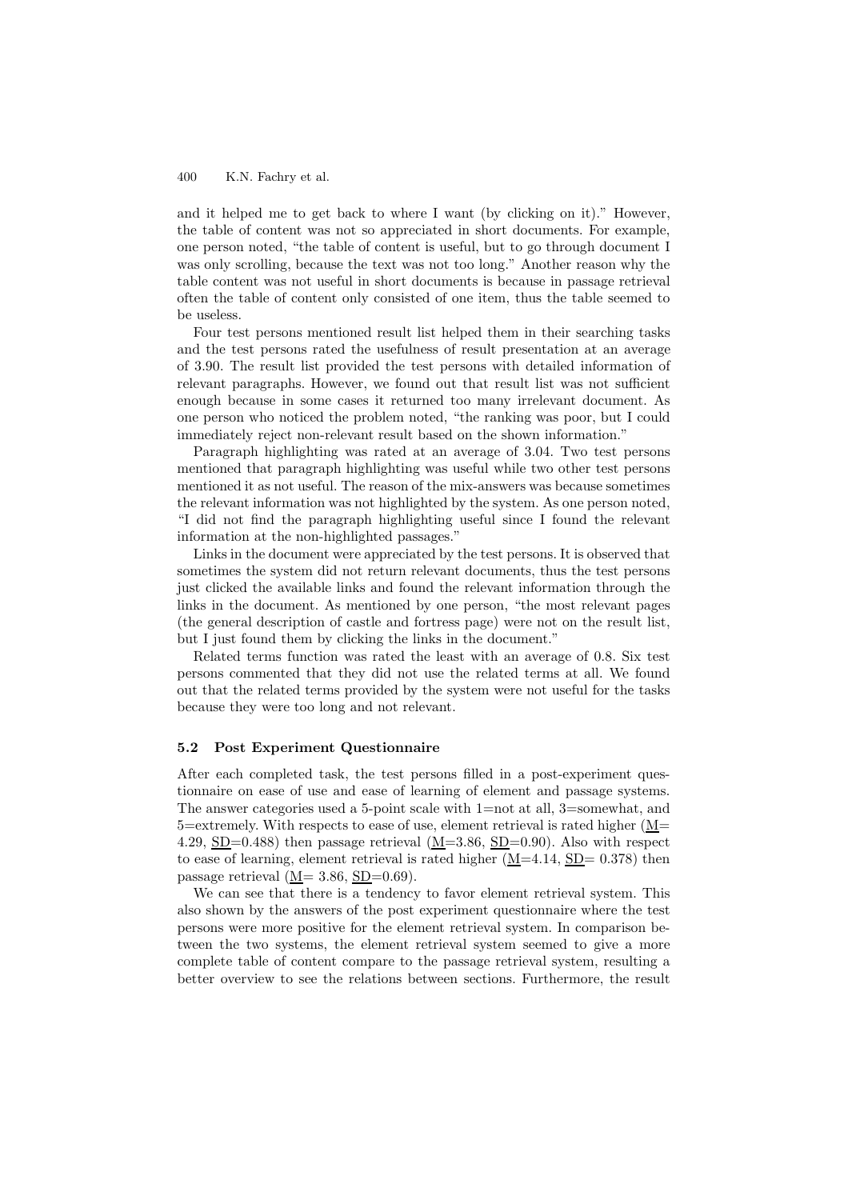and it helped me to get back to where I want (by clicking on it)." However, the table of content was not so appreciated in short documents. For example, one person noted, "the table of content is useful, but to go through document I was only scrolling, because the text was not too long." Another reason why the table content was not useful in short documents is because in passage retrieval often the table of content only consisted of one item, thus the table seemed to be useless.

Four test persons mentioned result list helped them in their searching tasks and the test persons rated the usefulness of result presentation at an average of 3.90. The result list provided the test persons with detailed information of relevant paragraphs. However, we found out that result list was not sufficient enough because in some cases it returned too many irrelevant document. As one person who noticed the problem noted, "the ranking was poor, but I could immediately reject non-relevant result based on the shown information."

Paragraph highlighting was rated at an average of 3.04. Two test persons mentioned that paragraph highlighting was useful while two other test persons mentioned it as not useful. The reason of the mix-answers was because sometimes the relevant information was not highlighted by the system. As one person noted, "I did not find the paragraph highlighting useful since I found the relevant information at the non-highlighted passages."

Links in the document were appreciated by the test persons. It is observed that sometimes the system did not return relevant documents, thus the test persons just clicked the available links and found the relevant information through the links in the document. As mentioned by one person, "the most relevant pages (the general description of castle and fortress page) were not on the result list, but I just found them by clicking the links in the document."

Related terms function was rated the least with an average of 0.8. Six test persons commented that they did not use the related terms at all. We found out that the related terms provided by the system were not useful for the tasks because they were too long and not relevant.

### 5.2 Post Experiment Questionnaire

After each completed task, the test persons filled in a post-experiment questionnaire on ease of use and ease of learning of element and passage systems. The answer categories used a 5-point scale with 1=not at all, 3=somewhat, and 5=extremely. With respects to ease of use, element retrieval is rated higher (M= 4.29, SD=0.488) then passage retrieval (M=3.86, SD=0.90). Also with respect to ease of learning, element retrieval is rated higher (M=4.14, SD= 0.378) then passage retrieval (M= 3.86, SD=0.69).

We can see that there is a tendency to favor element retrieval system. This also shown by the answers of the post experiment questionnaire where the test persons were more positive for the element retrieval system. In comparison between the two systems, the element retrieval system seemed to give a more complete table of content compare to the passage retrieval system, resulting a better overview to see the relations between sections. Furthermore, the result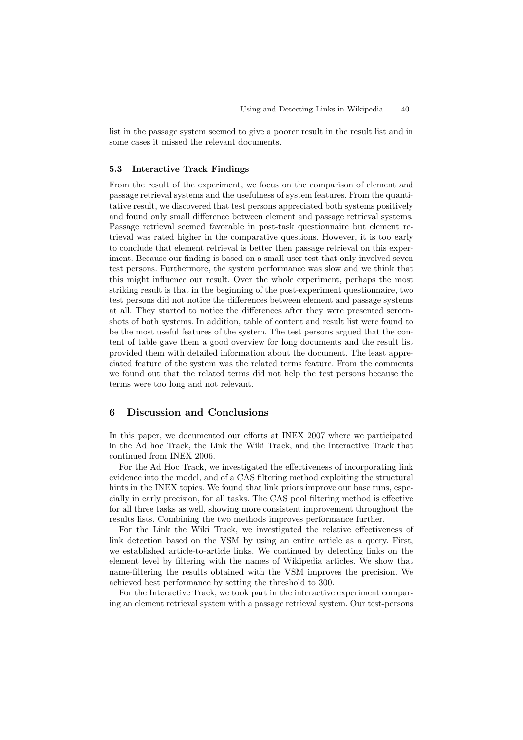list in the passage system seemed to give a poorer result in the result list and in some cases it missed the relevant documents.

### 5.3 Interactive Track Findings

From the result of the experiment, we focus on the comparison of element and passage retrieval systems and the usefulness of system features. From the quantitative result, we discovered that test persons appreciated both systems positively and found only small difference between element and passage retrieval systems. Passage retrieval seemed favorable in post-task questionnaire but element retrieval was rated higher in the comparative questions. However, it is too early to conclude that element retrieval is better then passage retrieval on this experiment. Because our finding is based on a small user test that only involved seven test persons. Furthermore, the system performance was slow and we think that this might influence our result. Over the whole experiment, perhaps the most striking result is that in the beginning of the post-experiment questionnaire, two test persons did not notice the differences between element and passage systems at all. They started to notice the differences after they were presented screenshots of both systems. In addition, table of content and result list were found to be the most useful features of the system. The test persons argued that the content of table gave them a good overview for long documents and the result list provided them with detailed information about the document. The least appreciated feature of the system was the related terms feature. From the comments we found out that the related terms did not help the test persons because the terms were too long and not relevant.

## 6 Discussion and Conclusions

In this paper, we documented our efforts at INEX 2007 where we participated in the Ad hoc Track, the Link the Wiki Track, and the Interactive Track that continued from INEX 2006.

For the Ad Hoc Track, we investigated the effectiveness of incorporating link evidence into the model, and of a CAS filtering method exploiting the structural hints in the INEX topics. We found that link priors improve our base runs, especially in early precision, for all tasks. The CAS pool filtering method is effective for all three tasks as well, showing more consistent improvement throughout the results lists. Combining the two methods improves performance further.

For the Link the Wiki Track, we investigated the relative effectiveness of link detection based on the VSM by using an entire article as a query. First, we established article-to-article links. We continued by detecting links on the element level by filtering with the names of Wikipedia articles. We show that name-filtering the results obtained with the VSM improves the precision. We achieved best performance by setting the threshold to 300.

For the Interactive Track, we took part in the interactive experiment comparing an element retrieval system with a passage retrieval system. Our test-persons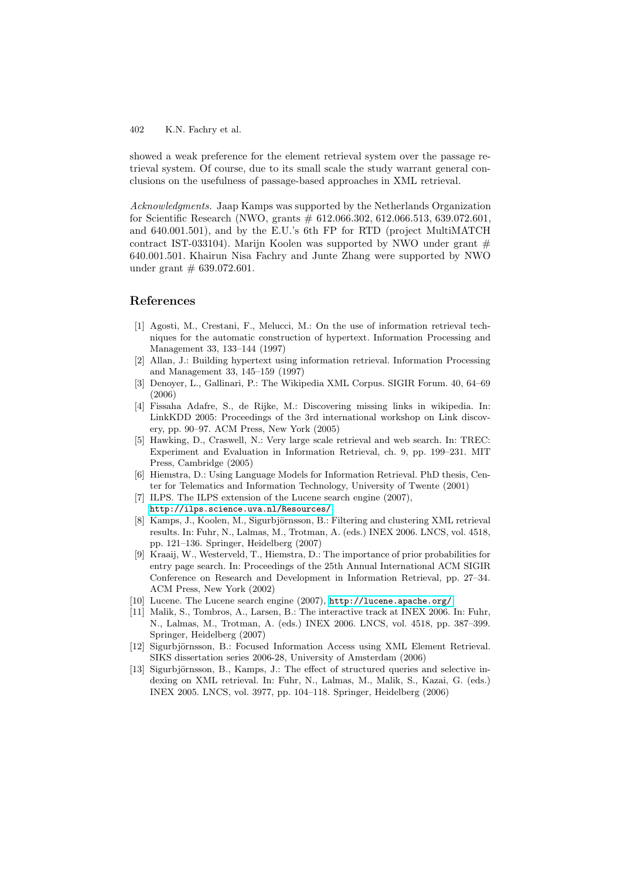showed a weak preference for the element retrieval system over the passage retrieval system. Of course, due to its small scale the study warrant general conclusions on the usefulness of passage-based approaches in XML retrieval.

*Acknowledgments.* Jaap Kamps was supported by the Netherlands Organization for Scientific Research (NWO, grants # 612.066.302, 612.066.513, 639.072.601, and 640.001.501), and by the E.U.'s 6th FP for RTD (project MultiMATCH contract IST-033104). Marijn Koolen was supported by NWO under grant # 640.001.501. Khairun Nisa Fachry and Junte Zhang were supported by NWO under grant # 639.072.601.

## References

[1] Agosti, M., Crestani, F., Melucci, M.: On the use of information retrieval techniques for the automatic construction of hypertext. Information Processing and Management 33, 133–144 (1997)

[2] Allan, J.: Building hypertext using information retrieval. Information Processing and Management 33, 145–159 (1997)

[3] Denoyer, L., Gallinari, P.: The Wikipedia XML Corpus. SIGIR Forum. 40, 64–69 (2006)

[4] Fissaha Adafre, S., de Rijke, M.: Discovering missing links in wikipedia. In: LinkKDD 2005: Proceedings of the 3rd international workshop on Link discovery, pp. 90–97. ACM Press, New York (2005)

[5] Hawking, D., Craswell, N.: Very large scale retrieval and web search. In: TREC: Experiment and Evaluation in Information Retrieval, ch. 9, pp. 199–231. MIT Press, Cambridge (2005)

[6] Hiemstra, D.: Using Language Models for Information Retrieval. PhD thesis, Center for Telematics and Information Technology, University of Twente (2001)

[7] ILPS. The ILPS extension of the Lucene search engine (2007), http://ilps.science.uva.nl/Resources/

[8] Kamps, J., Koolen, M., Sigurbjörnsson, B.: Filtering and clustering XML retrieval results. In: Fuhr, N., Lalmas, M., Trotman, A. (eds.) INEX 2006. LNCS, vol. 4518, pp. 121–136. Springer, Heidelberg (2007)

[9] Kraaij, W., Westerveld, T., Hiemstra, D.: The importance of prior probabilities for entry page search. In: Proceedings of the 25th Annual International ACM SIGIR Conference on Research and Development in Information Retrieval, pp. 27–34. ACM Press, New York (2002)

[10] Lucene. The Lucene search engine (2007), http://lucene.apache.org/

[11] Malik, S., Tombros, A., Larsen, B.: The interactive track at INEX 2006. In: Fuhr, N., Lalmas, M., Trotman, A. (eds.) INEX 2006. LNCS, vol. 4518, pp. 387–399. Springer, Heidelberg (2007)

[12] Sigurbjörnsson, B.: Focused Information Access using XML Element Retrieval. SIKS dissertation series 2006-28, University of Amsterdam (2006)

[13] Sigurbjörnsson, B., Kamps, J.: The effect of structured queries and selective indexing on XML retrieval. In: Fuhr, N., Lalmas, M., Malik, S., Kazai, G. (eds.) INEX 2005. LNCS, vol. 3977, pp. 104–118. Springer, Heidelberg (2006)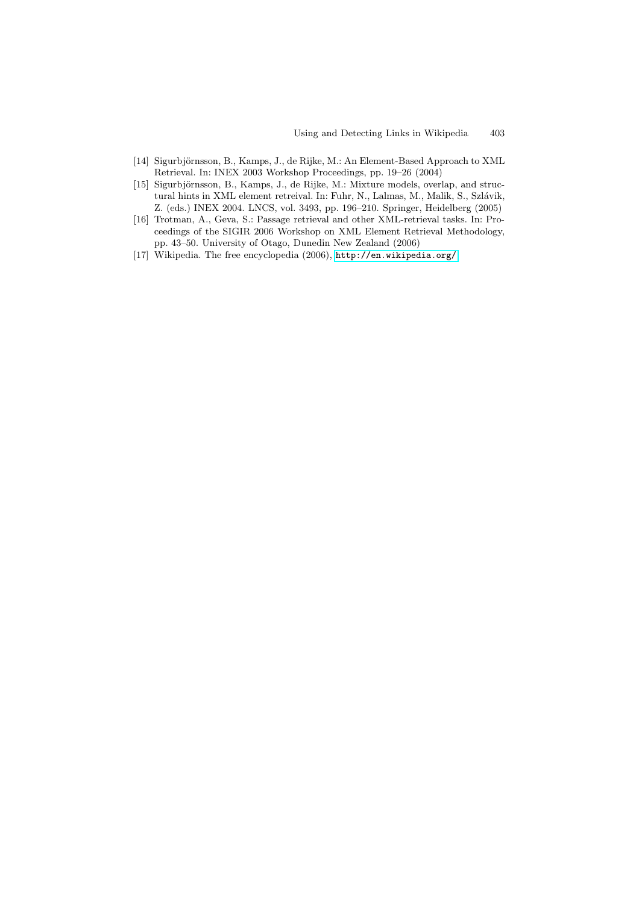[14] Sigurbjörnsson, B., Kamps, J., de Rijke, M.: An Element-Based Approach to XML Retrieval. In: INEX 2003 Workshop Proceedings, pp. 19–26 (2004)

[15] Sigurbjörnsson, B., Kamps, J., de Rijke, M.: Mixture models, overlap, and structural hints in XML element retreival. In: Fuhr, N., Lalmas, M., Malik, S., Szlávik, Z. (eds.) INEX 2004. LNCS, vol. 3493, pp. 196–210. Springer, Heidelberg (2005)

[16] Trotman, A., Geva, S.: Passage retrieval and other XML-retrieval tasks. In: Proceedings of the SIGIR 2006 Workshop on XML Element Retrieval Methodology, pp. 43–50. University of Otago, Dunedin New Zealand (2006)

[17] Wikipedia. The free encyclopedia (2006), http://en.wikipedia.org/